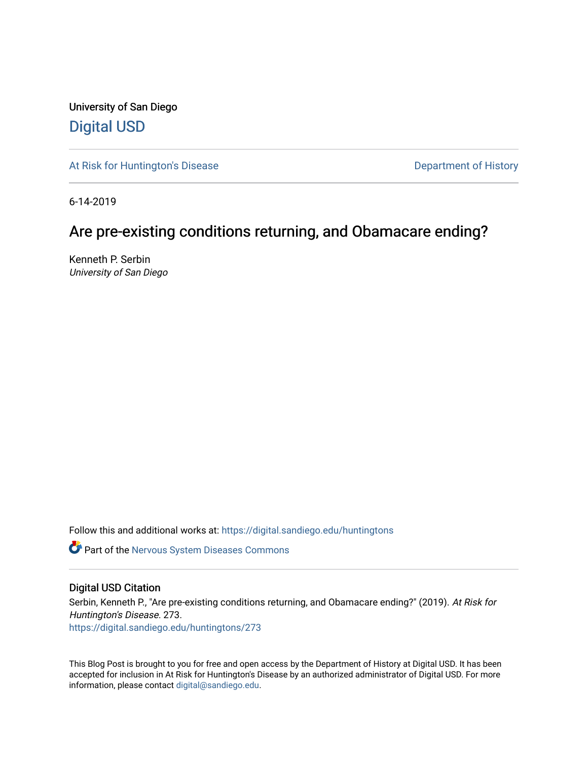University of San Diego

Digital USD

At Risk for Huntington's Disease

Department of History

6-14-2019

# Are pre-existing conditions returning, and Obamacare ending?

Kenneth P. Serbin
*University of San Diego*

Follow this and additional works at: https://digital.sandiego.edu/huntingtons

Part of the Nervous System Diseases Commons

## Digital USD Citation

Serbin, Kenneth P., "Are pre-existing conditions returning, and Obamacare ending?" (2019). *At Risk for Huntington's Disease*. 273.
https://digital.sandiego.edu/huntingtons/273

This Blog Post is brought to you for free and open access by the Department of History at Digital USD. It has been accepted for inclusion in At Risk for Huntington's Disease by an authorized administrator of Digital USD. For more information, please contact digital@sandiego.edu.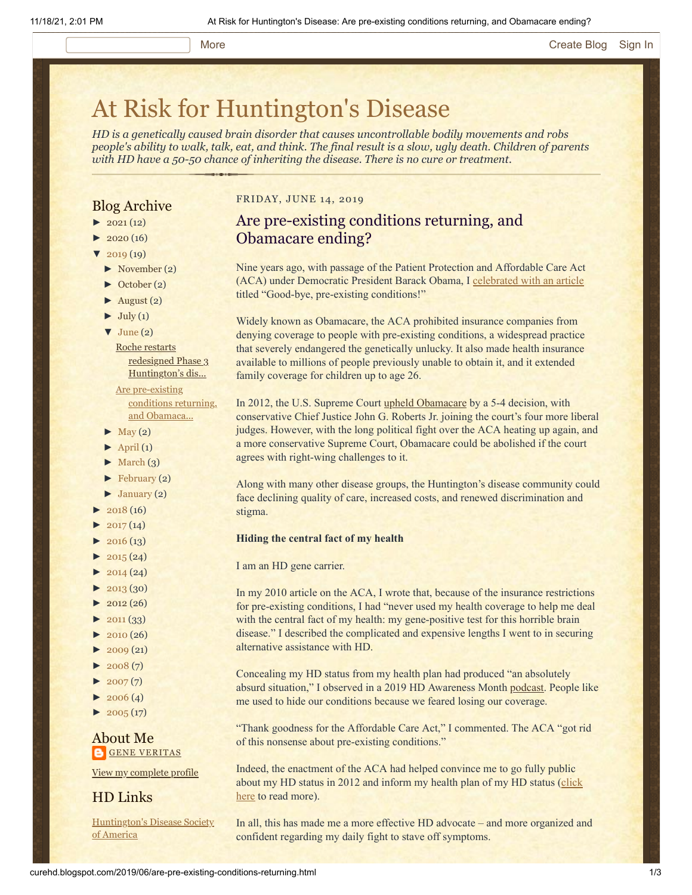# At Risk for Huntington's Disease

*HD is a genetically caused brain disorder that causes uncontrollable bodily movements and robs people's ability to walk, talk, eat, and think. The final result is a slow, ugly death. Children of parents with HD have a 50-50 chance of inheriting the disease. There is no cure or treatment.*

## Blog Archive

- ► 2021 (12)
- ► 2020 (16)
- ▼ 2019 (19)
  - ► November (2)
  - ► October (2)
  - ► August (2)
  - ► July (1)
  - ▼ June (2)
    - Roche restarts redesigned Phase 3 Huntington's dis...
    - Are pre-existing conditions returning, and Obamaca...
  - ► May (2)
  - ► April (1)
  - ► March (3)
  - ► February (2)
  - ► January (2)
- ► 2018 (16)
- ► 2017 (14)
- ► 2016 (13)
- ► 2015 (24)
- ► 2014 (24)
- ► 2013 (30)
- ► 2012 (26)
- ► 2011 (33)
- ► 2010 (26)
- ► 2009 (21)
- ► 2008 (7)
- ► 2007 (7)
- ► 2006 (4)
- ► 2005 (17)

## About Me

GENE VERITAS

View my complete profile

## HD Links

Huntington's Disease Society of America

FRIDAY, JUNE 14, 2019

## Are pre-existing conditions returning, and Obamacare ending?

Nine years ago, with passage of the Patient Protection and Affordable Care Act (ACA) under Democratic President Barack Obama, I celebrated with an article titled "Good-bye, pre-existing conditions!"

Widely known as Obamacare, the ACA prohibited insurance companies from denying coverage to people with pre-existing conditions, a widespread practice that severely endangered the genetically unlucky. It also made health insurance available to millions of people previously unable to obtain it, and it extended family coverage for children up to age 26.

In 2012, the U.S. Supreme Court upheld Obamacare by a 5-4 decision, with conservative Chief Justice John G. Roberts Jr. joining the court's four more liberal judges. However, with the long political fight over the ACA heating up again, and a more conservative Supreme Court, Obamacare could be abolished if the court agrees with right-wing challenges to it.

Along with many other disease groups, the Huntington's disease community could face declining quality of care, increased costs, and renewed discrimination and stigma.

**Hiding the central fact of my health**

I am an HD gene carrier.

In my 2010 article on the ACA, I wrote that, because of the insurance restrictions for pre-existing conditions, I had "never used my health coverage to help me deal with the central fact of my health: my gene-positive test for this horrible brain disease." I described the complicated and expensive lengths I went to in securing alternative assistance with HD.

Concealing my HD status from my health plan had produced "an absolutely absurd situation," I observed in a 2019 HD Awareness Month podcast. People like me used to hide our conditions because we feared losing our coverage.

"Thank goodness for the Affordable Care Act," I commented. The ACA "got rid of this nonsense about pre-existing conditions."

Indeed, the enactment of the ACA had helped convince me to go fully public about my HD status in 2012 and inform my health plan of my HD status (click here to read more).

In all, this has made me a more effective HD advocate – and more organized and confident regarding my daily fight to stave off symptoms.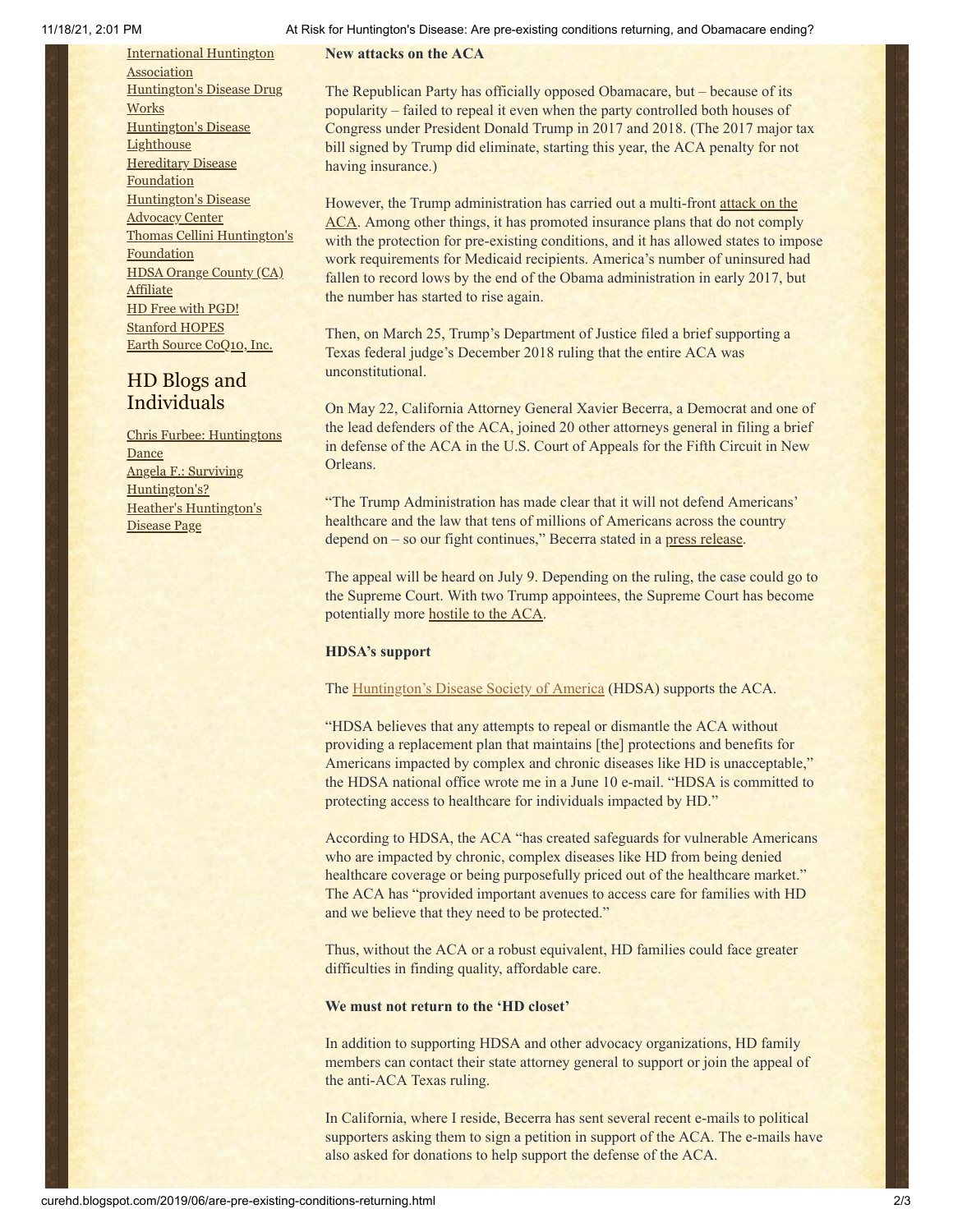International Huntington Association
Huntington's Disease Drug Works
Huntington's Disease Lighthouse
Hereditary Disease Foundation
Huntington's Disease Advocacy Center
Thomas Cellini Huntington's Foundation
HDSA Orange County (CA) Affiliate
HD Free with PGD!
Stanford HOPES
Earth Source CoQ10, Inc.

## HD Blogs and Individuals

Chris Furbee: Huntingtons Dance
Angela F.: Surviving Huntington's?
Heather's Huntington's Disease Page

**New attacks on the ACA**

The Republican Party has officially opposed Obamacare, but – because of its popularity – failed to repeal it even when the party controlled both houses of Congress under President Donald Trump in 2017 and 2018. (The 2017 major tax bill signed by Trump did eliminate, starting this year, the ACA penalty for not having insurance.)

However, the Trump administration has carried out a multi-front attack on the ACA. Among other things, it has promoted insurance plans that do not comply with the protection for pre-existing conditions, and it has allowed states to impose work requirements for Medicaid recipients. America's number of uninsured had fallen to record lows by the end of the Obama administration in early 2017, but the number has started to rise again.

Then, on March 25, Trump's Department of Justice filed a brief supporting a Texas federal judge's December 2018 ruling that the entire ACA was unconstitutional.

On May 22, California Attorney General Xavier Becerra, a Democrat and one of the lead defenders of the ACA, joined 20 other attorneys general in filing a brief in defense of the ACA in the U.S. Court of Appeals for the Fifth Circuit in New Orleans.

"The Trump Administration has made clear that it will not defend Americans' healthcare and the law that tens of millions of Americans across the country depend on – so our fight continues," Becerra stated in a press release.

The appeal will be heard on July 9. Depending on the ruling, the case could go to the Supreme Court. With two Trump appointees, the Supreme Court has become potentially more hostile to the ACA.

**HDSA's support**

The Huntington's Disease Society of America (HDSA) supports the ACA.

"HDSA believes that any attempts to repeal or dismantle the ACA without providing a replacement plan that maintains [the] protections and benefits for Americans impacted by complex and chronic diseases like HD is unacceptable," the HDSA national office wrote me in a June 10 e-mail. "HDSA is committed to protecting access to healthcare for individuals impacted by HD."

According to HDSA, the ACA "has created safeguards for vulnerable Americans who are impacted by chronic, complex diseases like HD from being denied healthcare coverage or being purposefully priced out of the healthcare market." The ACA has "provided important avenues to access care for families with HD and we believe that they need to be protected."

Thus, without the ACA or a robust equivalent, HD families could face greater difficulties in finding quality, affordable care.

**We must not return to the 'HD closet'**

In addition to supporting HDSA and other advocacy organizations, HD family members can contact their state attorney general to support or join the appeal of the anti-ACA Texas ruling.

In California, where I reside, Becerra has sent several recent e-mails to political supporters asking them to sign a petition in support of the ACA. The e-mails have also asked for donations to help support the defense of the ACA.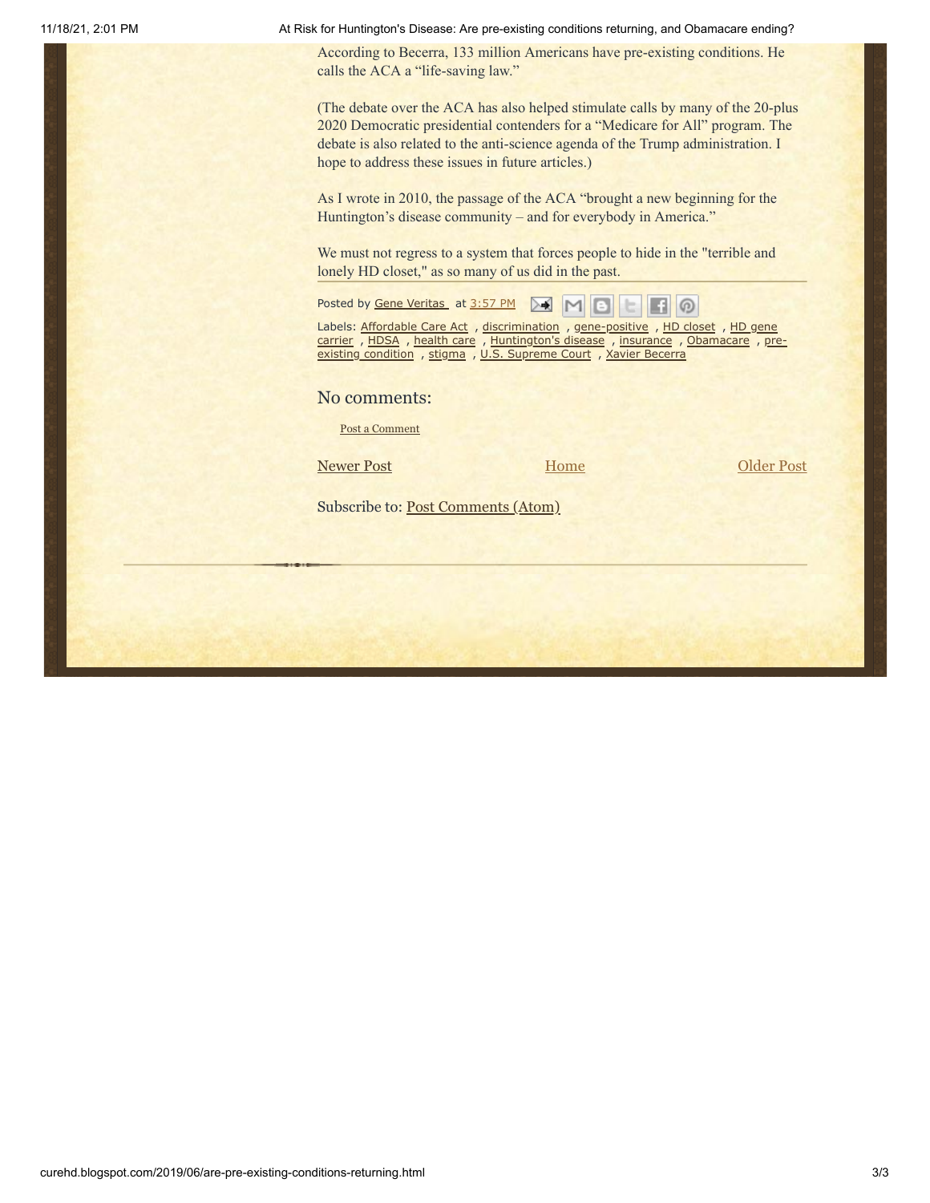According to Becerra, 133 million Americans have pre-existing conditions. He calls the ACA a "life-saving law."

(The debate over the ACA has also helped stimulate calls by many of the 20-plus 2020 Democratic presidential contenders for a "Medicare for All" program. The debate is also related to the anti-science agenda of the Trump administration. I hope to address these issues in future articles.)

As I wrote in 2010, the passage of the ACA "brought a new beginning for the Huntington's disease community – and for everybody in America."

We must not regress to a system that forces people to hide in the "terrible and lonely HD closet," as so many of us did in the past.

Posted by Gene Veritas at 3:57 PM

Labels: Affordable Care Act , discrimination , gene-positive , HD closet , HD gene carrier , HDSA , health care , Huntington's disease , insurance , Obamacare , pre-existing condition , stigma , U.S. Supreme Court , Xavier Becerra

## No comments:

Post a Comment

Newer Post | Home | Older Post

Subscribe to: Post Comments (Atom)